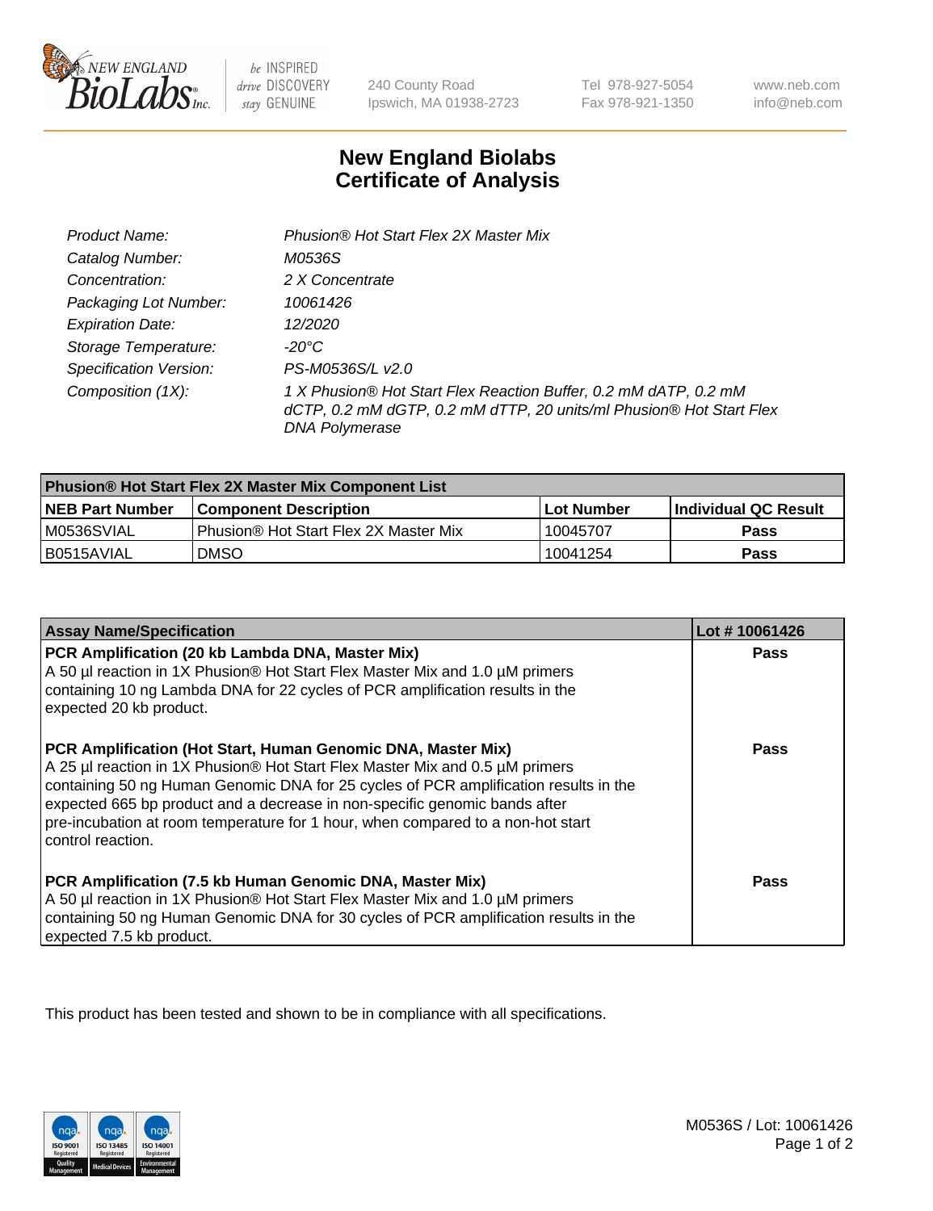New England BioLabs Inc. — be INSPIRED drive DISCOVERY stay GENUINE

240 County Road
Ipswich, MA 01938-2723

Tel 978-927-5054
Fax 978-921-1350

www.neb.com
info@neb.com

# New England Biolabs
# Certificate of Analysis

| | |
|---|---|
| *Product Name:* | *Phusion® Hot Start Flex 2X Master Mix* |
| *Catalog Number:* | *M0536S* |
| *Concentration:* | *2 X Concentrate* |
| *Packaging Lot Number:* | *10061426* |
| *Expiration Date:* | *12/2020* |
| *Storage Temperature:* | *-20°C* |
| *Specification Version:* | *PS-M0536S/L v2.0* |
| *Composition (1X):* | *1 X Phusion® Hot Start Flex Reaction Buffer, 0.2 mM dATP, 0.2 mM dCTP, 0.2 mM dGTP, 0.2 mM dTTP, 20 units/ml Phusion® Hot Start Flex DNA Polymerase* |

| Phusion® Hot Start Flex 2X Master Mix Component List | | | |
|---|---|---|---|
| **NEB Part Number** | **Component Description** | **Lot Number** | **Individual QC Result** |
| M0536SVIAL | Phusion® Hot Start Flex 2X Master Mix | 10045707 | **Pass** |
| B0515AVIAL | DMSO | 10041254 | **Pass** |

| Assay Name/Specification | Lot # 10061426 |
|---|---|
| **PCR Amplification (20 kb Lambda DNA, Master Mix)**<br>A 50 µl reaction in 1X Phusion® Hot Start Flex Master Mix and 1.0 µM primers containing 10 ng Lambda DNA for 22 cycles of PCR amplification results in the expected 20 kb product. | **Pass** |
| **PCR Amplification (Hot Start, Human Genomic DNA, Master Mix)**<br>A 25 µl reaction in 1X Phusion® Hot Start Flex Master Mix and 0.5 µM primers containing 50 ng Human Genomic DNA for 25 cycles of PCR amplification results in the expected 665 bp product and a decrease in non-specific genomic bands after pre-incubation at room temperature for 1 hour, when compared to a non-hot start control reaction. | **Pass** |
| **PCR Amplification (7.5 kb Human Genomic DNA, Master Mix)**<br>A 50 µl reaction in 1X Phusion® Hot Start Flex Master Mix and 1.0 µM primers containing 50 ng Human Genomic DNA for 30 cycles of PCR amplification results in the expected 7.5 kb product. | **Pass** |

This product has been tested and shown to be in compliance with all specifications.

M0536S / Lot: 10061426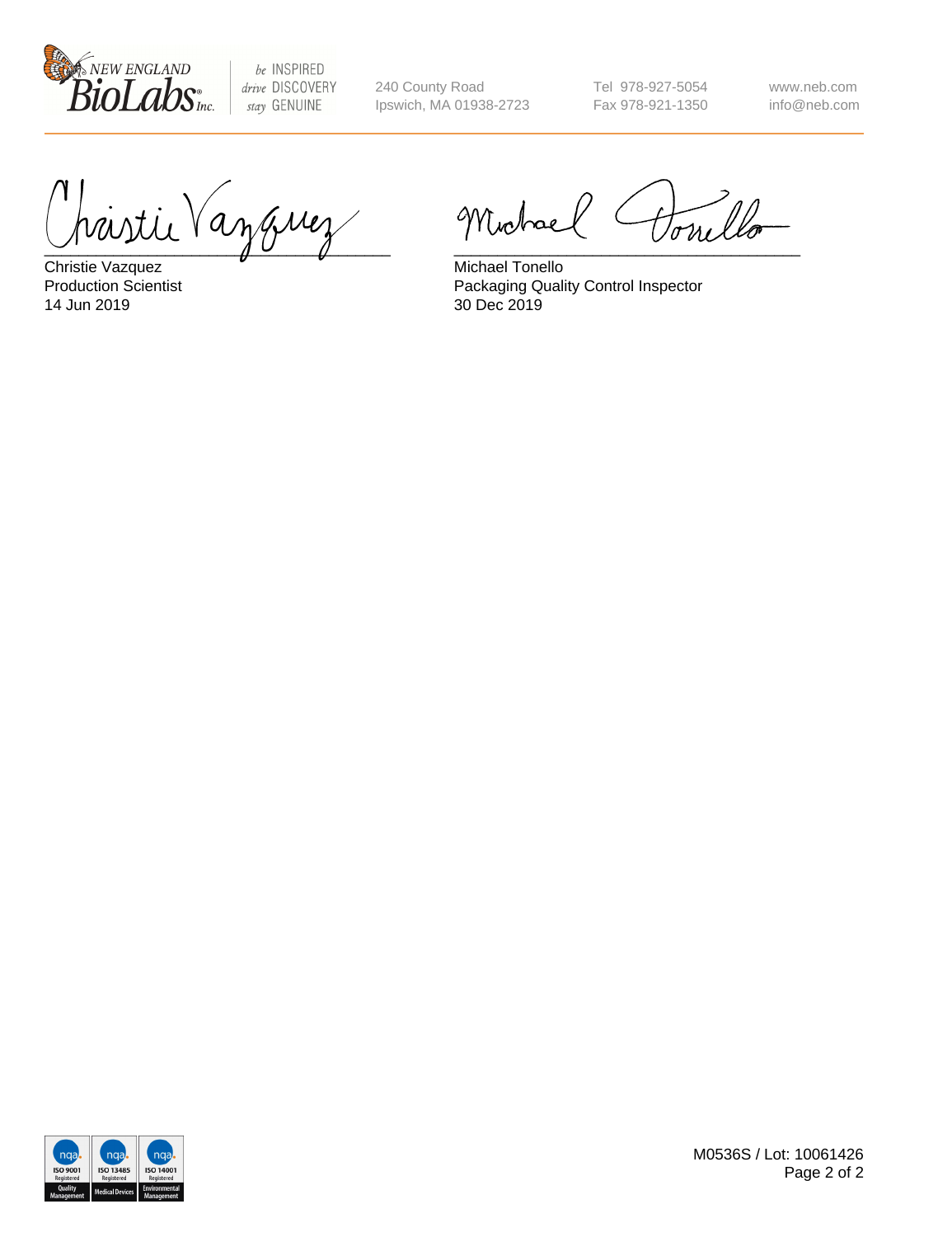New England BioLabs Inc. — be INSPIRED drive DISCOVERY stay GENUINE

240 County Road
Ipswich, MA 01938-2723

Tel 978-927-5054
Fax 978-921-1350

www.neb.com
info@neb.com

Christie Vazquez
Production Scientist
14 Jun 2019

Michael Tonello
Packaging Quality Control Inspector
30 Dec 2019

nqa ISO 9001 Registered Quality Management | nqa ISO 13485 Registered Medical Devices | nqa ISO 14001 Registered Environmental Management

M0536S / Lot: 10061426